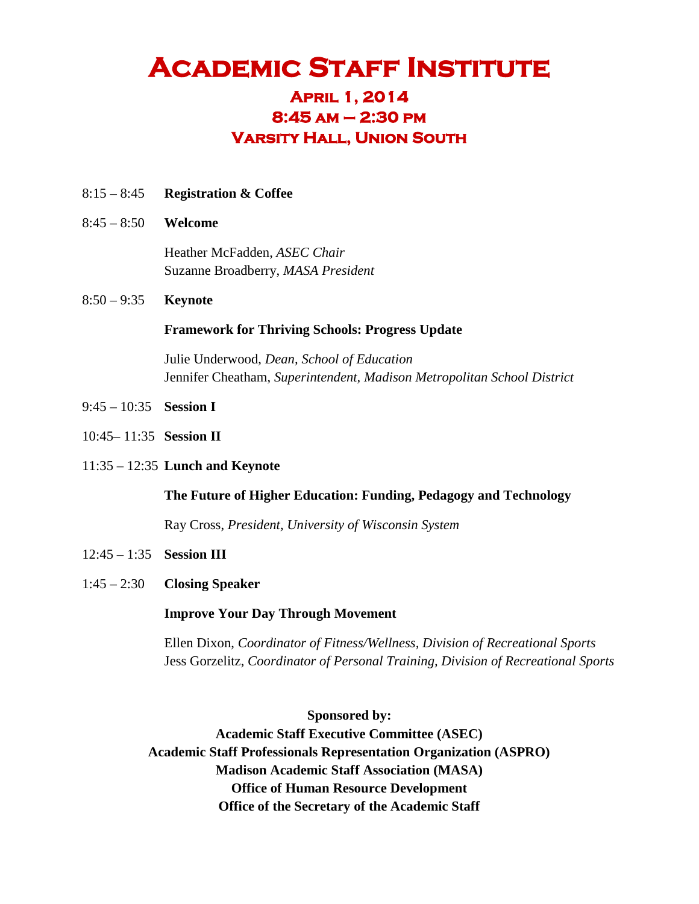# Academic Staff Institute

## April 1, 2014
## 8:45 am – 2:30 pm
## Varsity Hall, Union South

8:15 – 8:45 **Registration & Coffee**

8:45 – 8:50 **Welcome**

Heather McFadden, *ASEC Chair*
Suzanne Broadberry, *MASA President*

8:50 – 9:35 **Keynote**

**Framework for Thriving Schools: Progress Update**

Julie Underwood, *Dean, School of Education*
Jennifer Cheatham, *Superintendent, Madison Metropolitan School District*

9:45 – 10:35 **Session I**

10:45– 11:35 **Session II**

11:35 – 12:35 **Lunch and Keynote**

**The Future of Higher Education: Funding, Pedagogy and Technology**

Ray Cross, *President, University of Wisconsin System*

12:45 – 1:35 **Session III**

1:45 – 2:30 **Closing Speaker**

**Improve Your Day Through Movement**

Ellen Dixon, *Coordinator of Fitness/Wellness, Division of Recreational Sports*
Jess Gorzelitz, *Coordinator of Personal Training, Division of Recreational Sports*

**Sponsored by:**
**Academic Staff Executive Committee (ASEC)**
**Academic Staff Professionals Representation Organization (ASPRO)**
**Madison Academic Staff Association (MASA)**
**Office of Human Resource Development**
**Office of the Secretary of the Academic Staff**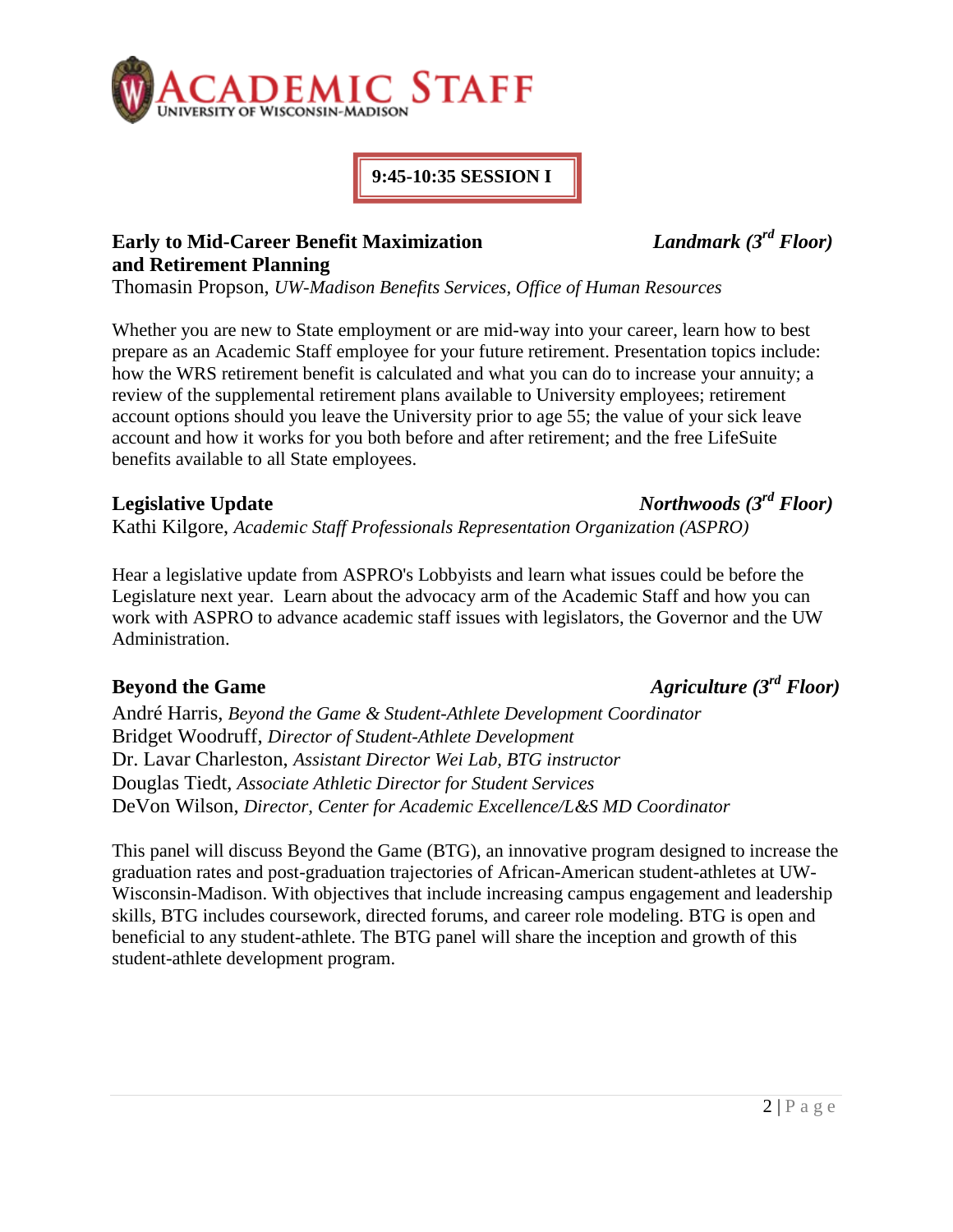## 9:45-10:35 SESSION I

### Early to Mid-Career Benefit Maximization and Retirement Planning
*Landmark (3rd Floor)*

Thomasin Propson, *UW-Madison Benefits Services, Office of Human Resources*

Whether you are new to State employment or are mid-way into your career, learn how to best prepare as an Academic Staff employee for your future retirement. Presentation topics include: how the WRS retirement benefit is calculated and what you can do to increase your annuity; a review of the supplemental retirement plans available to University employees; retirement account options should you leave the University prior to age 55; the value of your sick leave account and how it works for you both before and after retirement; and the free LifeSuite benefits available to all State employees.

### Legislative Update
*Northwoods (3rd Floor)*

Kathi Kilgore, *Academic Staff Professionals Representation Organization (ASPRO)*

Hear a legislative update from ASPRO's Lobbyists and learn what issues could be before the Legislature next year. Learn about the advocacy arm of the Academic Staff and how you can work with ASPRO to advance academic staff issues with legislators, the Governor and the UW Administration.

### Beyond the Game
*Agriculture (3rd Floor)*

André Harris, *Beyond the Game & Student-Athlete Development Coordinator*
Bridget Woodruff, *Director of Student-Athlete Development*
Dr. Lavar Charleston, *Assistant Director Wei Lab, BTG instructor*
Douglas Tiedt, *Associate Athletic Director for Student Services*
DeVon Wilson, *Director, Center for Academic Excellence/L&S MD Coordinator*

This panel will discuss Beyond the Game (BTG), an innovative program designed to increase the graduation rates and post-graduation trajectories of African-American student-athletes at UW-Wisconsin-Madison. With objectives that include increasing campus engagement and leadership skills, BTG includes coursework, directed forums, and career role modeling. BTG is open and beneficial to any student-athlete. The BTG panel will share the inception and growth of this student-athlete development program.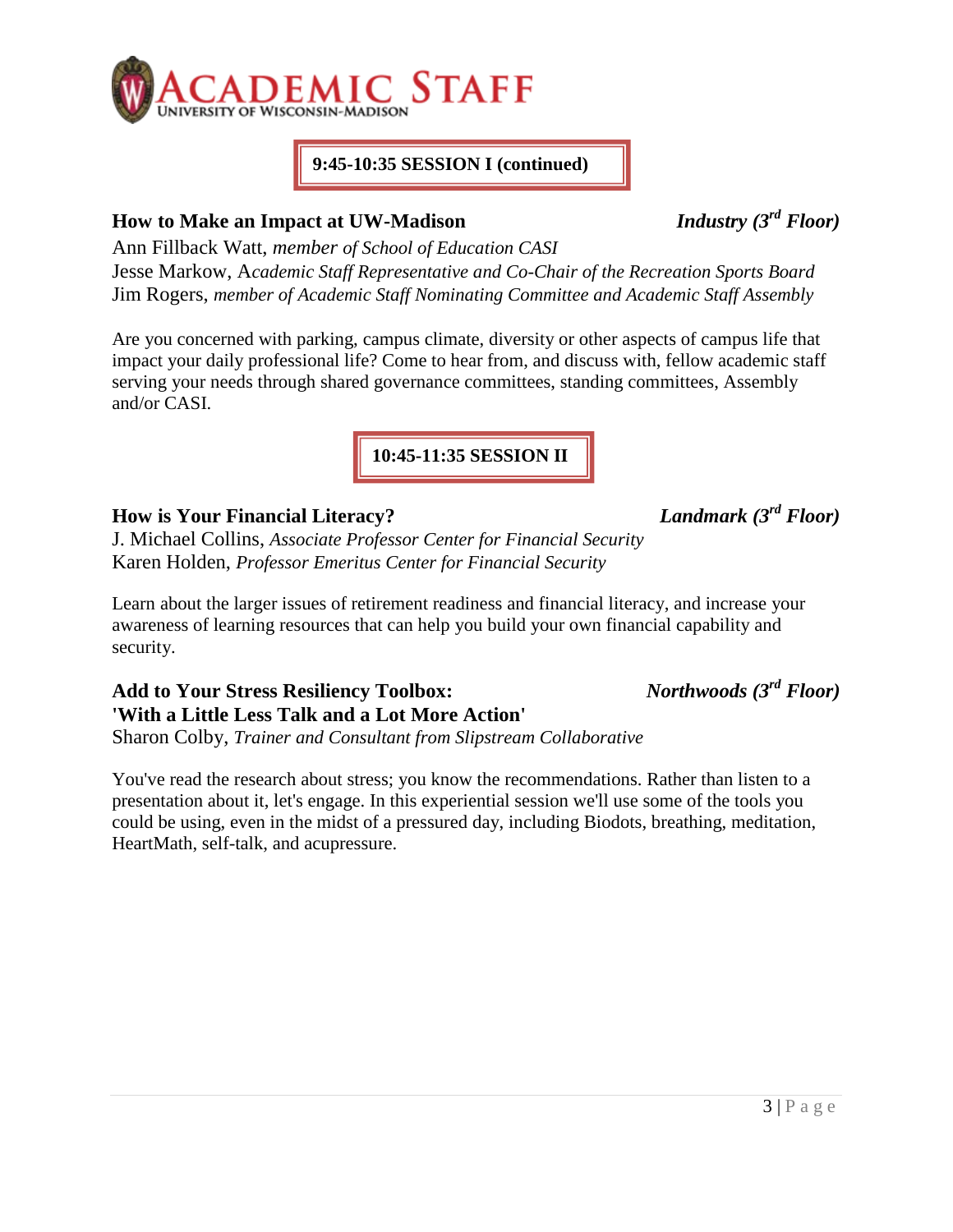## 9:45-10:35 SESSION I (continued)

### How to Make an Impact at UW-Madison — *Industry (3rd Floor)*

Ann Fillback Watt, *member of School of Education CASI*
Jesse Markow, *Academic Staff Representative and Co-Chair of the Recreation Sports Board*
Jim Rogers, *member of Academic Staff Nominating Committee and Academic Staff Assembly*

Are you concerned with parking, campus climate, diversity or other aspects of campus life that impact your daily professional life? Come to hear from, and discuss with, fellow academic staff serving your needs through shared governance committees, standing committees, Assembly and/or CASI.

## 10:45-11:35 SESSION II

### How is Your Financial Literacy? — *Landmark (3rd Floor)*

J. Michael Collins, *Associate Professor Center for Financial Security*
Karen Holden, *Professor Emeritus Center for Financial Security*

Learn about the larger issues of retirement readiness and financial literacy, and increase your awareness of learning resources that can help you build your own financial capability and security.

### Add to Your Stress Resiliency Toolbox: 'With a Little Less Talk and a Lot More Action' — *Northwoods (3rd Floor)*

Sharon Colby, *Trainer and Consultant from Slipstream Collaborative*

You've read the research about stress; you know the recommendations. Rather than listen to a presentation about it, let's engage. In this experiential session we'll use some of the tools you could be using, even in the midst of a pressured day, including Biodots, breathing, meditation, HeartMath, self-talk, and acupressure.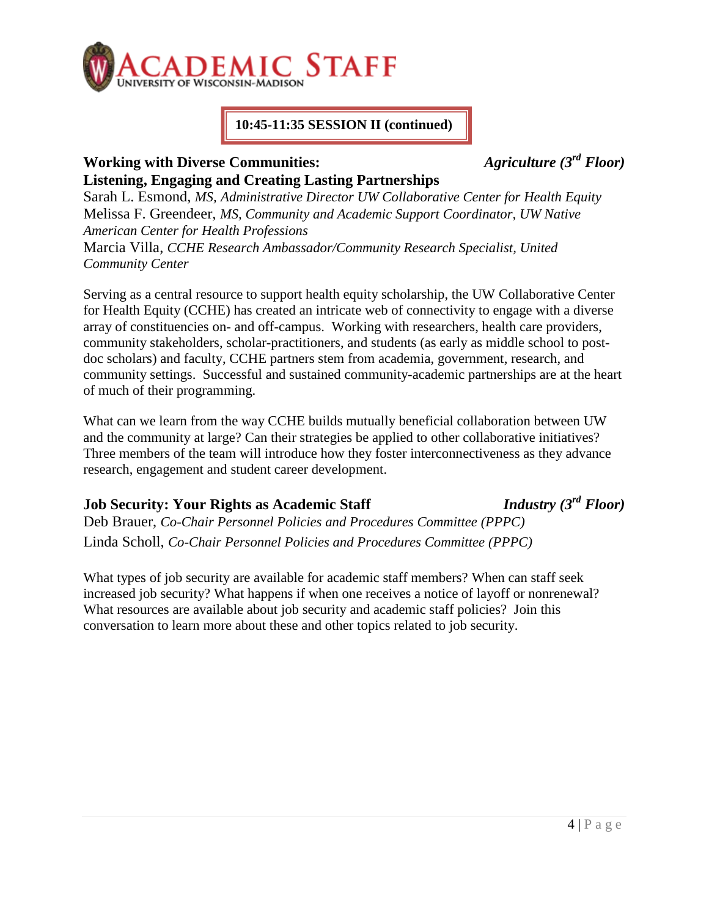**10:45-11:35 SESSION II (continued)**

### Working with Diverse Communities: Listening, Engaging and Creating Lasting Partnerships

***Agriculture (3rd Floor)***

Sarah L. Esmond, *MS, Administrative Director UW Collaborative Center for Health Equity*
Melissa F. Greendeer, *MS, Community and Academic Support Coordinator, UW Native American Center for Health Professions*
Marcia Villa, *CCHE Research Ambassador/Community Research Specialist, United Community Center*

Serving as a central resource to support health equity scholarship, the UW Collaborative Center for Health Equity (CCHE) has created an intricate web of connectivity to engage with a diverse array of constituencies on- and off-campus. Working with researchers, health care providers, community stakeholders, scholar-practitioners, and students (as early as middle school to post-doc scholars) and faculty, CCHE partners stem from academia, government, research, and community settings. Successful and sustained community-academic partnerships are at the heart of much of their programming.

What can we learn from the way CCHE builds mutually beneficial collaboration between UW and the community at large? Can their strategies be applied to other collaborative initiatives? Three members of the team will introduce how they foster interconnectiveness as they advance research, engagement and student career development.

### Job Security: Your Rights as Academic Staff

***Industry (3rd Floor)***

Deb Brauer, *Co-Chair Personnel Policies and Procedures Committee (PPPC)*
Linda Scholl, *Co-Chair Personnel Policies and Procedures Committee (PPPC)*

What types of job security are available for academic staff members? When can staff seek increased job security? What happens if when one receives a notice of layoff or nonrenewal? What resources are available about job security and academic staff policies? Join this conversation to learn more about these and other topics related to job security.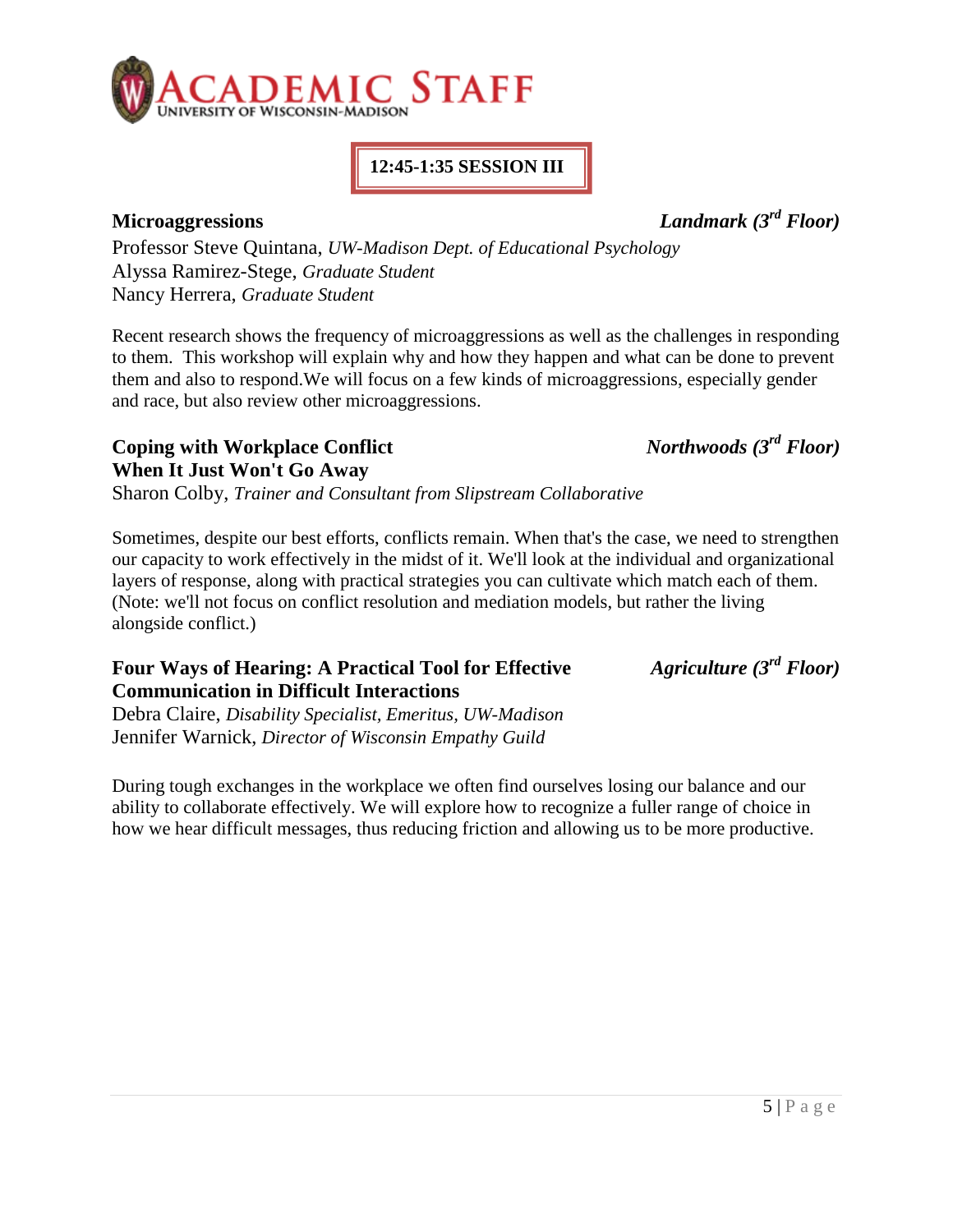## 12:45-1:35 SESSION III

### Microaggressions

*Landmark (3rd Floor)*

Professor Steve Quintana, *UW-Madison Dept. of Educational Psychology*
Alyssa Ramirez-Stege, *Graduate Student*
Nancy Herrera, *Graduate Student*

Recent research shows the frequency of microaggressions as well as the challenges in responding to them. This workshop will explain why and how they happen and what can be done to prevent them and also to respond.We will focus on a few kinds of microaggressions, especially gender and race, but also review other microaggressions.

### Coping with Workplace Conflict When It Just Won't Go Away

*Northwoods (3rd Floor)*

Sharon Colby, *Trainer and Consultant from Slipstream Collaborative*

Sometimes, despite our best efforts, conflicts remain. When that's the case, we need to strengthen our capacity to work effectively in the midst of it. We'll look at the individual and organizational layers of response, along with practical strategies you can cultivate which match each of them. (Note: we'll not focus on conflict resolution and mediation models, but rather the living alongside conflict.)

### Four Ways of Hearing: A Practical Tool for Effective Communication in Difficult Interactions

*Agriculture (3rd Floor)*

Debra Claire, *Disability Specialist, Emeritus, UW-Madison*
Jennifer Warnick, *Director of Wisconsin Empathy Guild*

During tough exchanges in the workplace we often find ourselves losing our balance and our ability to collaborate effectively. We will explore how to recognize a fuller range of choice in how we hear difficult messages, thus reducing friction and allowing us to be more productive.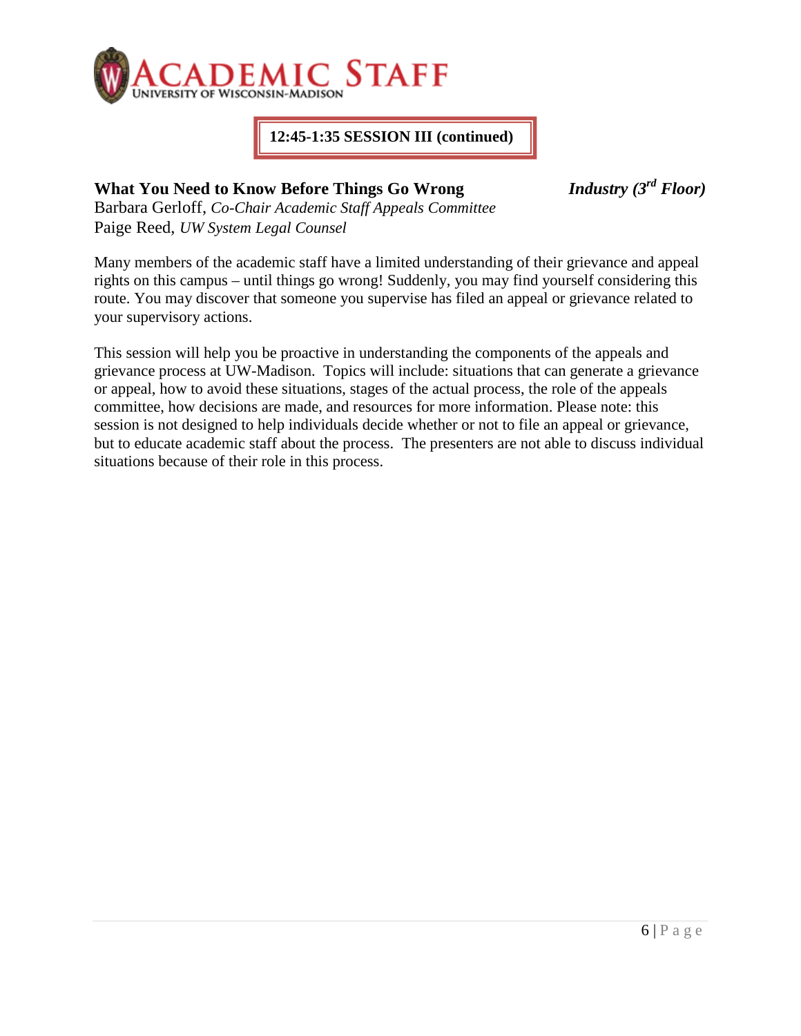**12:45-1:35 SESSION III (continued)**

### What You Need to Know Before Things Go Wrong

***Industry (3rd Floor)***

Barbara Gerloff, *Co-Chair Academic Staff Appeals Committee*
Paige Reed, *UW System Legal Counsel*

Many members of the academic staff have a limited understanding of their grievance and appeal rights on this campus – until things go wrong! Suddenly, you may find yourself considering this route. You may discover that someone you supervise has filed an appeal or grievance related to your supervisory actions.

This session will help you be proactive in understanding the components of the appeals and grievance process at UW-Madison. Topics will include: situations that can generate a grievance or appeal, how to avoid these situations, stages of the actual process, the role of the appeals committee, how decisions are made, and resources for more information. Please note: this session is not designed to help individuals decide whether or not to file an appeal or grievance, but to educate academic staff about the process. The presenters are not able to discuss individual situations because of their role in this process.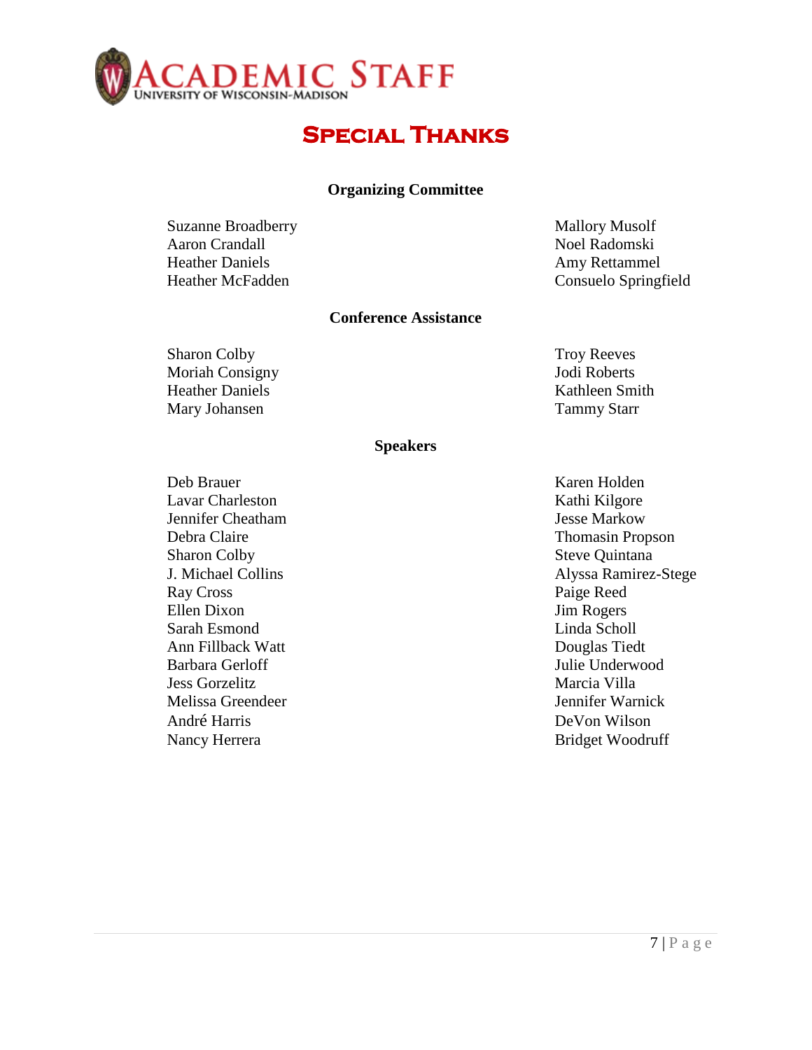# Special Thanks

## Organizing Committee

Suzanne Broadberry
Aaron Crandall
Heather Daniels
Heather McFadden
Mallory Musolf
Noel Radomski
Amy Rettammel
Consuelo Springfield

## Conference Assistance

Sharon Colby
Moriah Consigny
Heather Daniels
Mary Johansen
Troy Reeves
Jodi Roberts
Kathleen Smith
Tammy Starr

## Speakers

Deb Brauer
Lavar Charleston
Jennifer Cheatham
Debra Claire
Sharon Colby
J. Michael Collins
Ray Cross
Ellen Dixon
Sarah Esmond
Ann Fillback Watt
Barbara Gerloff
Jess Gorzelitz
Melissa Greendeer
André Harris
Nancy Herrera
Karen Holden
Kathi Kilgore
Jesse Markow
Thomasin Propson
Steve Quintana
Alyssa Ramirez-Stege
Paige Reed
Jim Rogers
Linda Scholl
Douglas Tiedt
Julie Underwood
Marcia Villa
Jennifer Warnick
DeVon Wilson
Bridget Woodruff